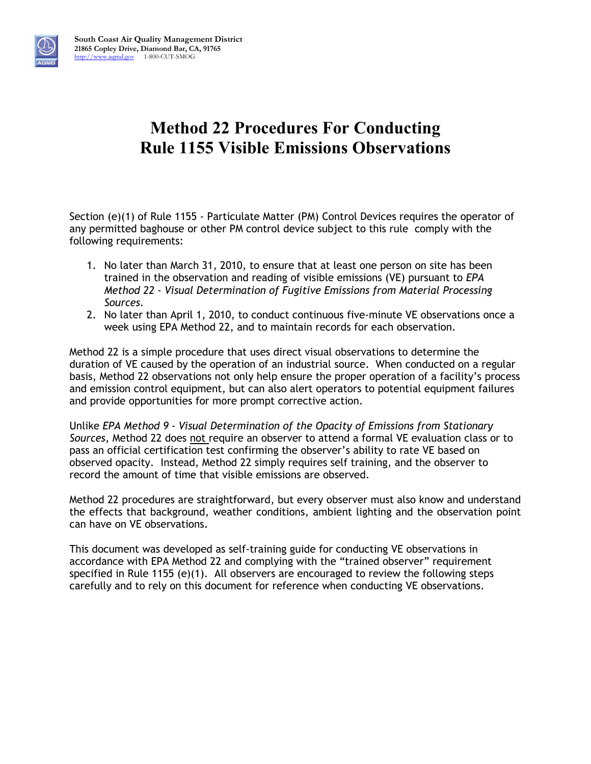South Coast Air Quality Management District
21865 Copley Drive, Diamond Bar, CA, 91765
http://www.aqmd.gov 1-800-CUT-SMOG

# Method 22 Procedures For Conducting Rule 1155 Visible Emissions Observations

Section (e)(1) of Rule 1155 - Particulate Matter (PM) Control Devices requires the operator of any permitted baghouse or other PM control device subject to this rule comply with the following requirements:

1. No later than March 31, 2010, to ensure that at least one person on site has been trained in the observation and reading of visible emissions (VE) pursuant to *EPA Method 22 - Visual Determination of Fugitive Emissions from Material Processing Sources*.
2. No later than April 1, 2010, to conduct continuous five-minute VE observations once a week using EPA Method 22, and to maintain records for each observation.

Method 22 is a simple procedure that uses direct visual observations to determine the duration of VE caused by the operation of an industrial source. When conducted on a regular basis, Method 22 observations not only help ensure the proper operation of a facility's process and emission control equipment, but can also alert operators to potential equipment failures and provide opportunities for more prompt corrective action.

Unlike *EPA Method 9 - Visual Determination of the Opacity of Emissions from Stationary Sources*, Method 22 does not require an observer to attend a formal VE evaluation class or to pass an official certification test confirming the observer's ability to rate VE based on observed opacity. Instead, Method 22 simply requires self training, and the observer to record the amount of time that visible emissions are observed.

Method 22 procedures are straightforward, but every observer must also know and understand the effects that background, weather conditions, ambient lighting and the observation point can have on VE observations.

This document was developed as self-training guide for conducting VE observations in accordance with EPA Method 22 and complying with the "trained observer" requirement specified in Rule 1155 (e)(1). All observers are encouraged to review the following steps carefully and to rely on this document for reference when conducting VE observations.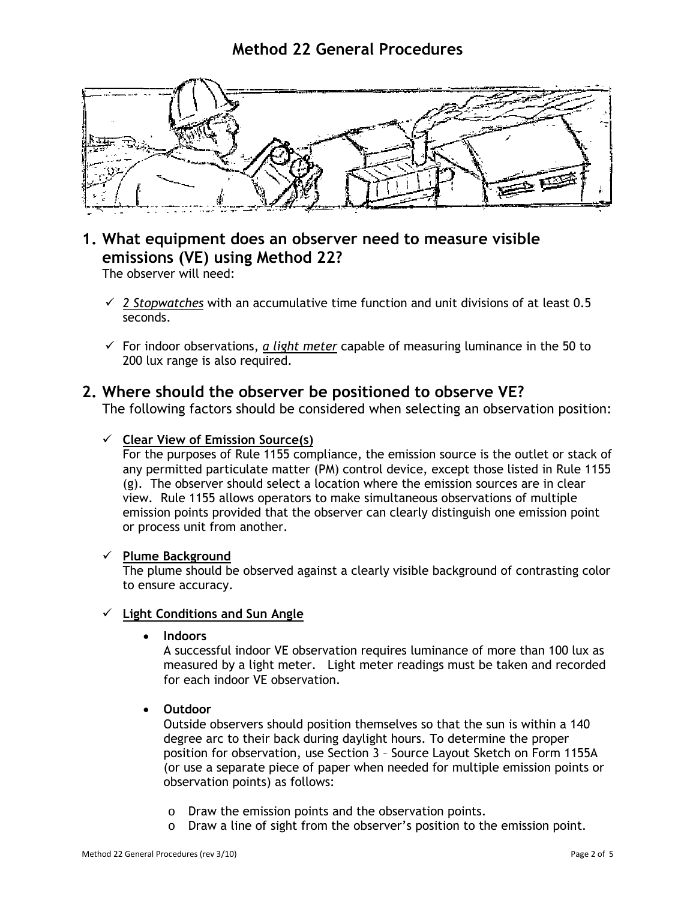# Method 22 General Procedures

## 1. What equipment does an observer need to measure visible emissions (VE) using Method 22?

The observer will need:

- ✓ *2 Stopwatches* with an accumulative time function and unit divisions of at least 0.5 seconds.
- ✓ For indoor observations, *a light meter* capable of measuring luminance in the 50 to 200 lux range is also required.

## 2. Where should the observer be positioned to observe VE?

The following factors should be considered when selecting an observation position:

- ✓ **Clear View of Emission Source(s)**

  For the purposes of Rule 1155 compliance, the emission source is the outlet or stack of any permitted particulate matter (PM) control device, except those listed in Rule 1155 (g). The observer should select a location where the emission sources are in clear view. Rule 1155 allows operators to make simultaneous observations of multiple emission points provided that the observer can clearly distinguish one emission point or process unit from another.

- ✓ **Plume Background**

  The plume should be observed against a clearly visible background of contrasting color to ensure accuracy.

- ✓ **Light Conditions and Sun Angle**

  - **Indoors**

    A successful indoor VE observation requires luminance of more than 100 lux as measured by a light meter. Light meter readings must be taken and recorded for each indoor VE observation.

  - **Outdoor**

    Outside observers should position themselves so that the sun is within a 140 degree arc to their back during daylight hours. To determine the proper position for observation, use Section 3 – Source Layout Sketch on Form 1155A (or use a separate piece of paper when needed for multiple emission points or observation points) as follows:

    - Draw the emission points and the observation points.
    - Draw a line of sight from the observer's position to the emission point.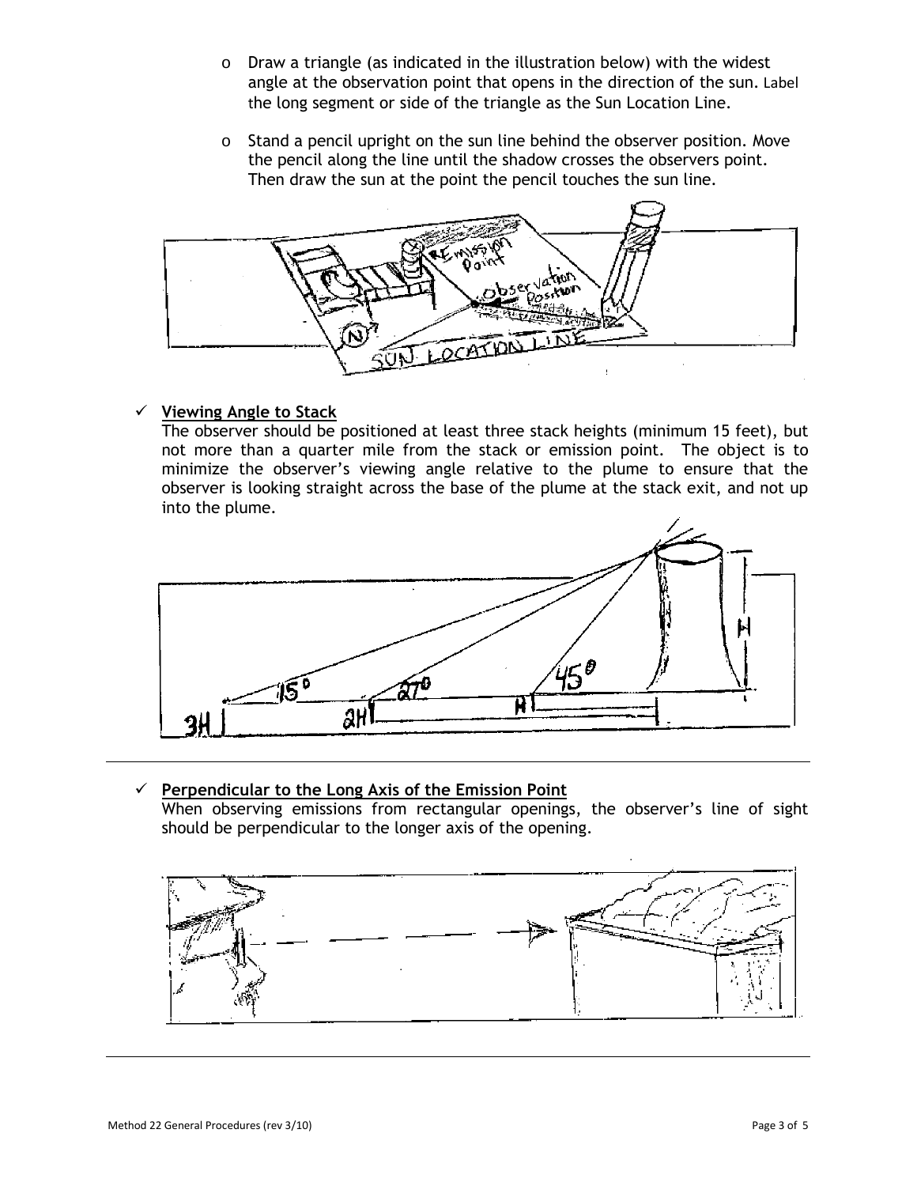- Draw a triangle (as indicated in the illustration below) with the widest angle at the observation point that opens in the direction of the sun. Label the long segment or side of the triangle as the Sun Location Line.

- Stand a pencil upright on the sun line behind the observer position. Move the pencil along the line until the shadow crosses the observers point. Then draw the sun at the point the pencil touches the sun line.

✓ **Viewing Angle to Stack**

The observer should be positioned at least three stack heights (minimum 15 feet), but not more than a quarter mile from the stack or emission point. The object is to minimize the observer's viewing angle relative to the plume to ensure that the observer is looking straight across the base of the plume at the stack exit, and not up into the plume.

✓ **Perpendicular to the Long Axis of the Emission Point**

When observing emissions from rectangular openings, the observer's line of sight should be perpendicular to the longer axis of the opening.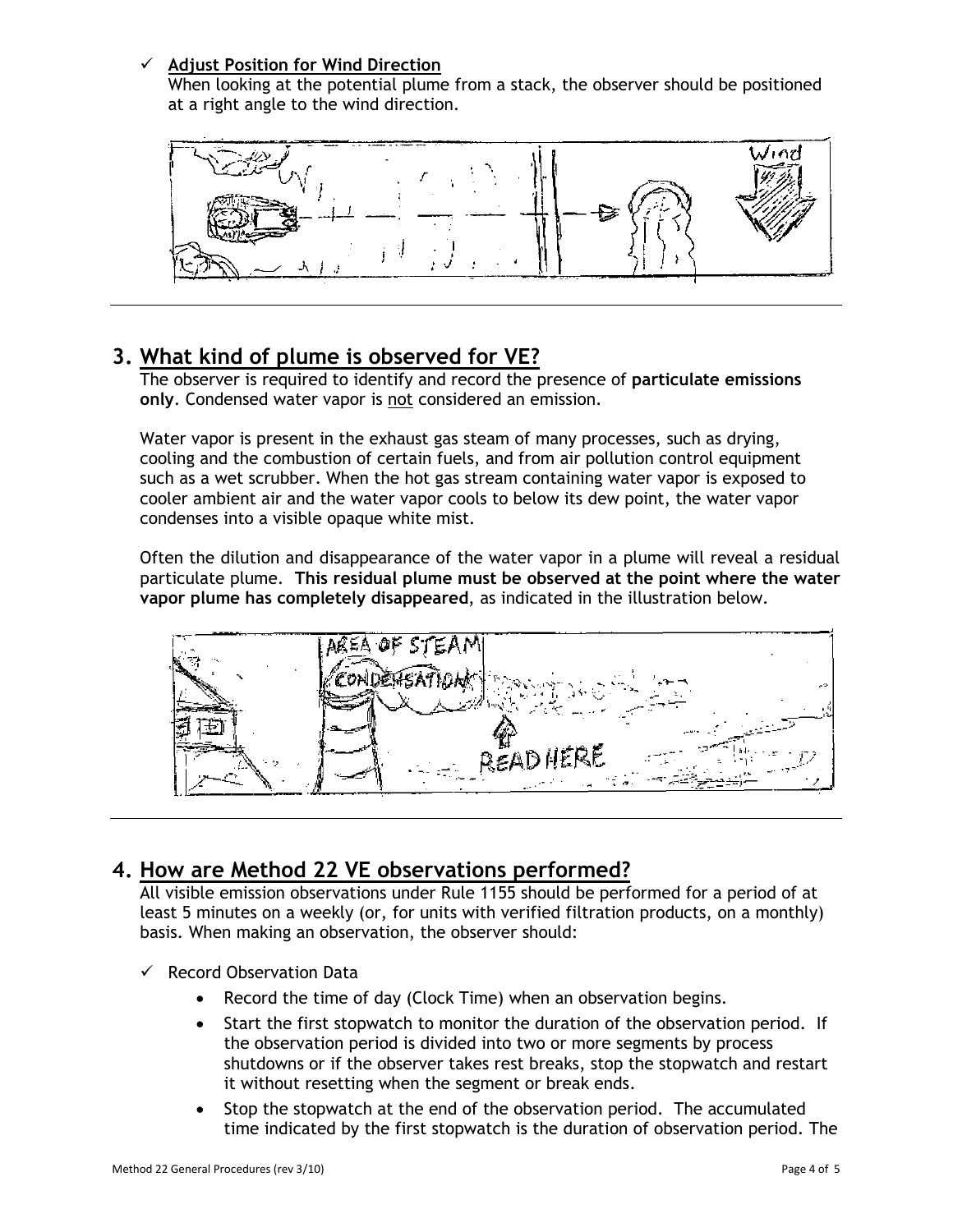✓ **Adjust Position for Wind Direction**

When looking at the potential plume from a stack, the observer should be positioned at a right angle to the wind direction.

## 3. What kind of plume is observed for VE?

The observer is required to identify and record the presence of **particulate emissions only**. Condensed water vapor is not considered an emission.

Water vapor is present in the exhaust gas steam of many processes, such as drying, cooling and the combustion of certain fuels, and from air pollution control equipment such as a wet scrubber. When the hot gas stream containing water vapor is exposed to cooler ambient air and the water vapor cools to below its dew point, the water vapor condenses into a visible opaque white mist.

Often the dilution and disappearance of the water vapor in a plume will reveal a residual particulate plume. **This residual plume must be observed at the point where the water vapor plume has completely disappeared**, as indicated in the illustration below.

## 4. How are Method 22 VE observations performed?

All visible emission observations under Rule 1155 should be performed for a period of at least 5 minutes on a weekly (or, for units with verified filtration products, on a monthly) basis. When making an observation, the observer should:

✓ Record Observation Data

- Record the time of day (Clock Time) when an observation begins.
- Start the first stopwatch to monitor the duration of the observation period. If the observation period is divided into two or more segments by process shutdowns or if the observer takes rest breaks, stop the stopwatch and restart it without resetting when the segment or break ends.
- Stop the stopwatch at the end of the observation period. The accumulated time indicated by the first stopwatch is the duration of observation period. The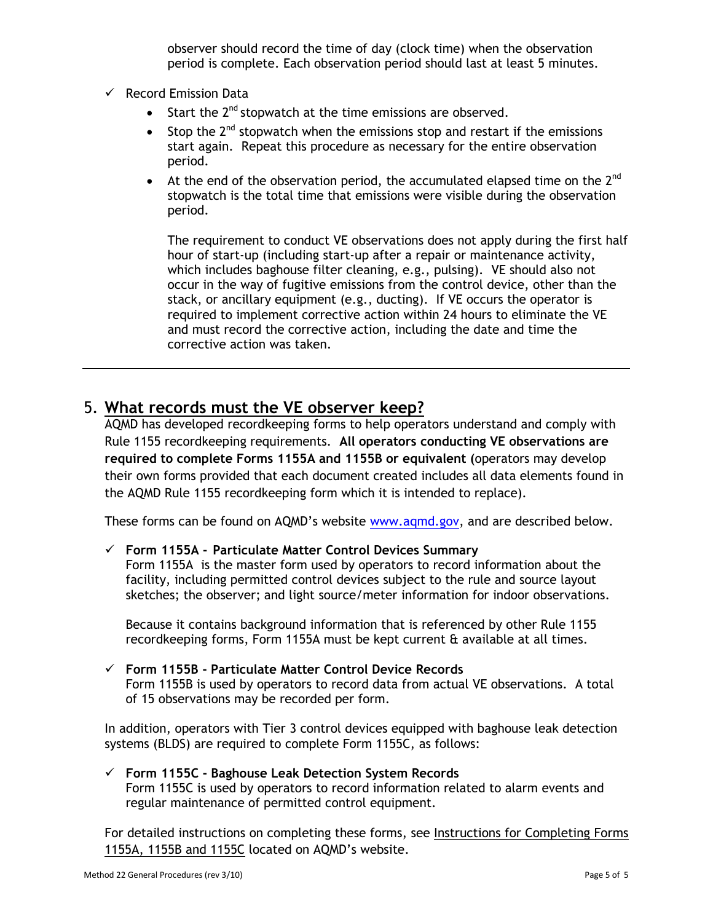observer should record the time of day (clock time) when the observation period is complete. Each observation period should last at least 5 minutes.

- ✓ Record Emission Data
  - Start the 2nd stopwatch at the time emissions are observed.
  - Stop the 2nd stopwatch when the emissions stop and restart if the emissions start again. Repeat this procedure as necessary for the entire observation period.
  - At the end of the observation period, the accumulated elapsed time on the 2nd stopwatch is the total time that emissions were visible during the observation period.

  The requirement to conduct VE observations does not apply during the first half hour of start-up (including start-up after a repair or maintenance activity, which includes baghouse filter cleaning, e.g., pulsing). VE should also not occur in the way of fugitive emissions from the control device, other than the stack, or ancillary equipment (e.g., ducting). If VE occurs the operator is required to implement corrective action within 24 hours to eliminate the VE and must record the corrective action, including the date and time the corrective action was taken.

---

## 5. What records must the VE observer keep?

AQMD has developed recordkeeping forms to help operators understand and comply with Rule 1155 recordkeeping requirements. **All operators conducting VE observations are required to complete Forms 1155A and 1155B or equivalent (**operators may develop their own forms provided that each document created includes all data elements found in the AQMD Rule 1155 recordkeeping form which it is intended to replace).

These forms can be found on AQMD's website www.aqmd.gov, and are described below.

- ✓ **Form 1155A - Particulate Matter Control Devices Summary**
  Form 1155A is the master form used by operators to record information about the facility, including permitted control devices subject to the rule and source layout sketches; the observer; and light source/meter information for indoor observations.

  Because it contains background information that is referenced by other Rule 1155 recordkeeping forms, Form 1155A must be kept current & available at all times.

- ✓ **Form 1155B - Particulate Matter Control Device Records**
  Form 1155B is used by operators to record data from actual VE observations. A total of 15 observations may be recorded per form.

In addition, operators with Tier 3 control devices equipped with baghouse leak detection systems (BLDS) are required to complete Form 1155C, as follows:

- ✓ **Form 1155C - Baghouse Leak Detection System Records**
  Form 1155C is used by operators to record information related to alarm events and regular maintenance of permitted control equipment.

For detailed instructions on completing these forms, see Instructions for Completing Forms 1155A, 1155B and 1155C located on AQMD's website.